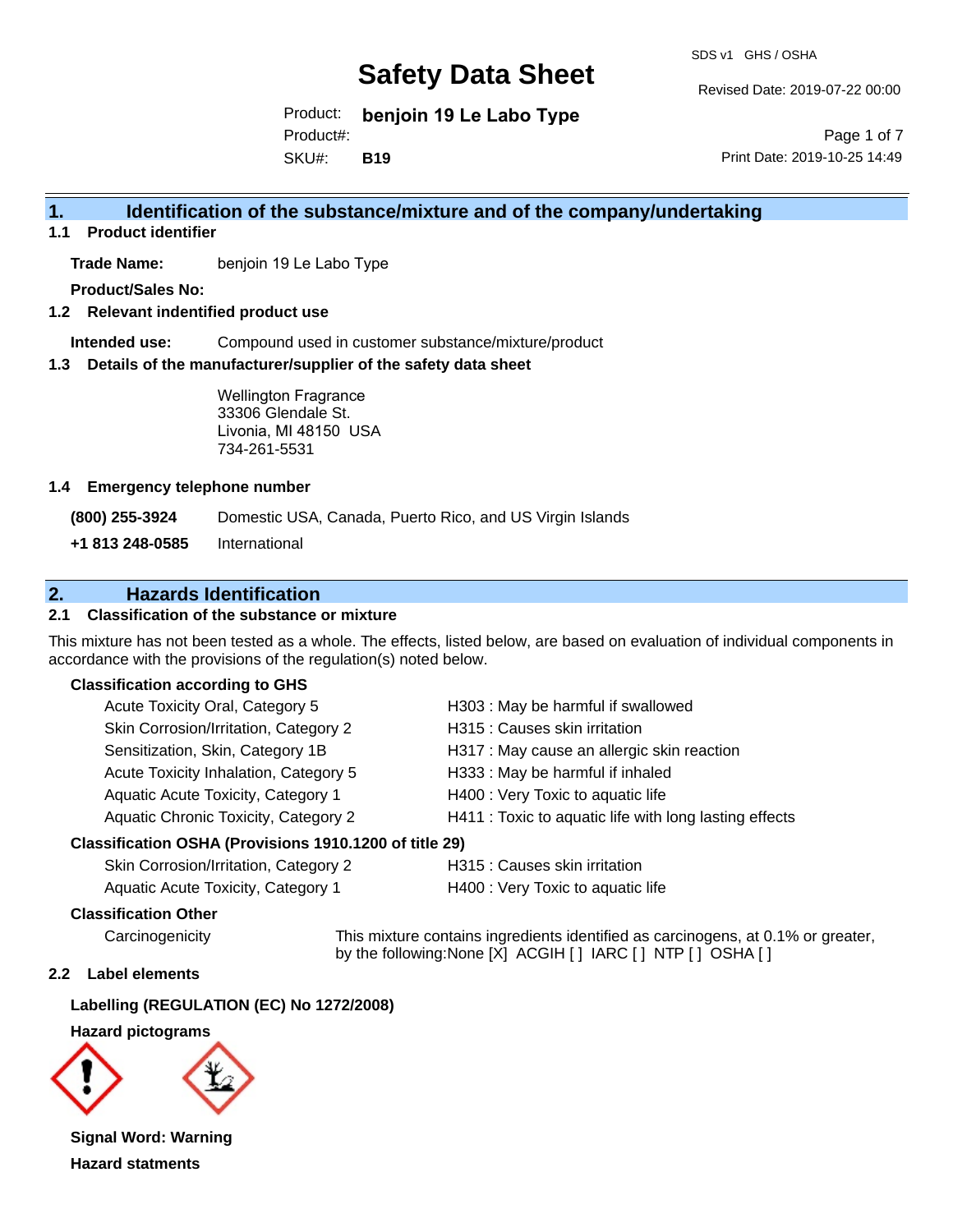# Safety Data Sheet

SDS v1 GHS / OSHA

Revised Date: 2019-07-22 00:00

Product: **benjoin 19 Le Labo Type**

Product#:

SKU#: **B19**

Print Date: 2019-10-25 14:49

## 1. Identification of the substance/mixture and of the company/undertaking

### 1.1 Product identifier

**Trade Name:** benjoin 19 Le Labo Type

**Product/Sales No:**

### 1.2 Relevant identified product use

**Intended use:** Compound used in customer substance/mixture/product

### 1.3 Details of the manufacturer/supplier of the safety data sheet

Wellington Fragrance
33306 Glendale St.
Livonia, MI 48150 USA
734-261-5531

### 1.4 Emergency telephone number

**(800) 255-3924** Domestic USA, Canada, Puerto Rico, and US Virgin Islands

**+1 813 248-0585** International

## 2. Hazards Identification

### 2.1 Classification of the substance or mixture

This mixture has not been tested as a whole. The effects, listed below, are based on evaluation of individual components in accordance with the provisions of the regulation(s) noted below.

**Classification according to GHS**

| | |
|---|---|
| Acute Toxicity Oral, Category 5 | H303 : May be harmful if swallowed |
| Skin Corrosion/Irritation, Category 2 | H315 : Causes skin irritation |
| Sensitization, Skin, Category 1B | H317 : May cause an allergic skin reaction |
| Acute Toxicity Inhalation, Category 5 | H333 : May be harmful if inhaled |
| Aquatic Acute Toxicity, Category 1 | H400 : Very Toxic to aquatic life |
| Aquatic Chronic Toxicity, Category 2 | H411 : Toxic to aquatic life with long lasting effects |

**Classification OSHA (Provisions 1910.1200 of title 29)**

| | |
|---|---|
| Skin Corrosion/Irritation, Category 2 | H315 : Causes skin irritation |
| Aquatic Acute Toxicity, Category 1 | H400 : Very Toxic to aquatic life |

**Classification Other**

Carcinogenicity — This mixture contains ingredients identified as carcinogens, at 0.1% or greater, by the following:None [X] ACGIH [ ] IARC [ ] NTP [ ] OSHA [ ]

### 2.2 Label elements

**Labelling (REGULATION (EC) No 1272/2008)**

**Hazard pictograms**

**Signal Word: Warning**

**Hazard statments**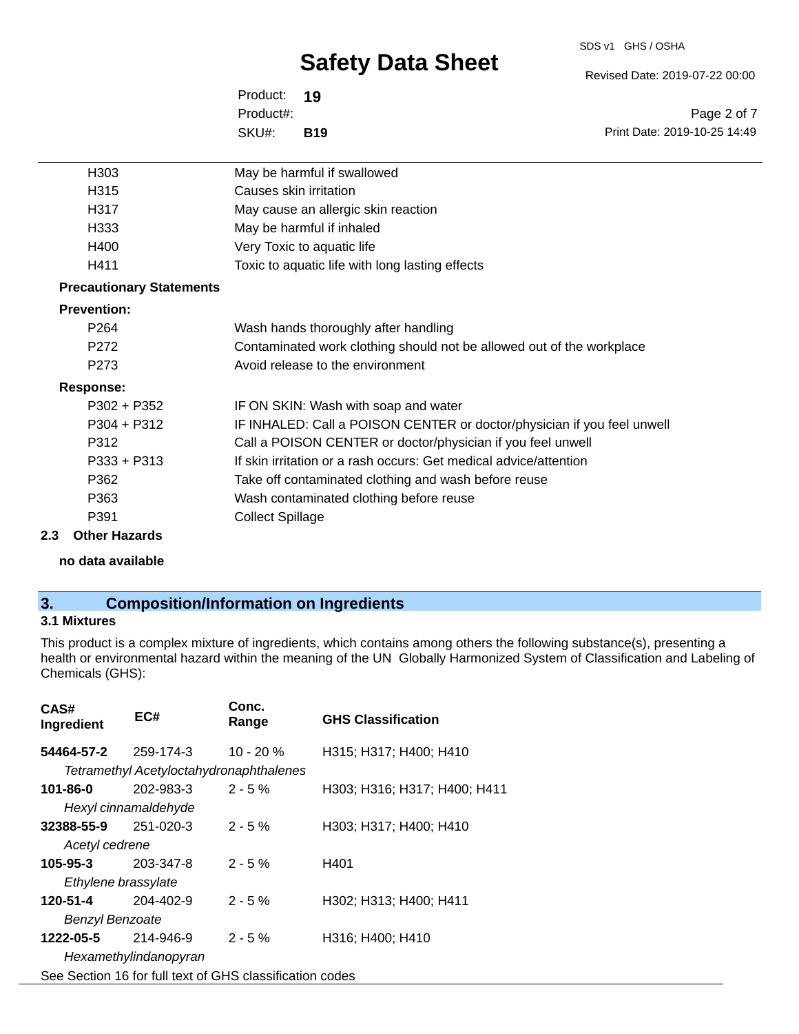| | |
|---|---|
| H303 | May be harmful if swallowed |
| H315 | Causes skin irritation |
| H317 | May cause an allergic skin reaction |
| H333 | May be harmful if inhaled |
| H400 | Very Toxic to aquatic life |
| H411 | Toxic to aquatic life with long lasting effects |

**Precautionary Statements**

**Prevention:**

| | |
|---|---|
| P264 | Wash hands thoroughly after handling |
| P272 | Contaminated work clothing should not be allowed out of the workplace |
| P273 | Avoid release to the environment |

**Response:**

| | |
|---|---|
| P302 + P352 | IF ON SKIN: Wash with soap and water |
| P304 + P312 | IF INHALED: Call a POISON CENTER or doctor/physician if you feel unwell |
| P312 | Call a POISON CENTER or doctor/physician if you feel unwell |
| P333 + P313 | If skin irritation or a rash occurs: Get medical advice/attention |
| P362 | Take off contaminated clothing and wash before reuse |
| P363 | Wash contaminated clothing before reuse |
| P391 | Collect Spillage |

### 2.3 Other Hazards

**no data available**

## 3. Composition/Information on Ingredients

### 3.1 Mixtures

This product is a complex mixture of ingredients, which contains among others the following substance(s), presenting a health or environmental hazard within the meaning of the UN Globally Harmonized System of Classification and Labeling of Chemicals (GHS):

| CAS# Ingredient | EC# | Conc. Range | GHS Classification |
|---|---|---|---|
| **54464-57-2** | 259-174-3 | 10 - 20 % | H315; H317; H400; H410 |
| *Tetramethyl Acetyloctahydronaphthalenes* | | | |
| **101-86-0** | 202-983-3 | 2 - 5 % | H303; H316; H317; H400; H411 |
| *Hexyl cinnamaldehyde* | | | |
| **32388-55-9** | 251-020-3 | 2 - 5 % | H303; H317; H400; H410 |
| *Acetyl cedrene* | | | |
| **105-95-3** | 203-347-8 | 2 - 5 % | H401 |
| *Ethylene brassylate* | | | |
| **120-51-4** | 204-402-9 | 2 - 5 % | H302; H313; H400; H411 |
| *Benzyl Benzoate* | | | |
| **1222-05-5** | 214-946-9 | 2 - 5 % | H316; H400; H410 |
| *Hexamethylindanopyran* | | | |

See Section 16 for full text of GHS classification codes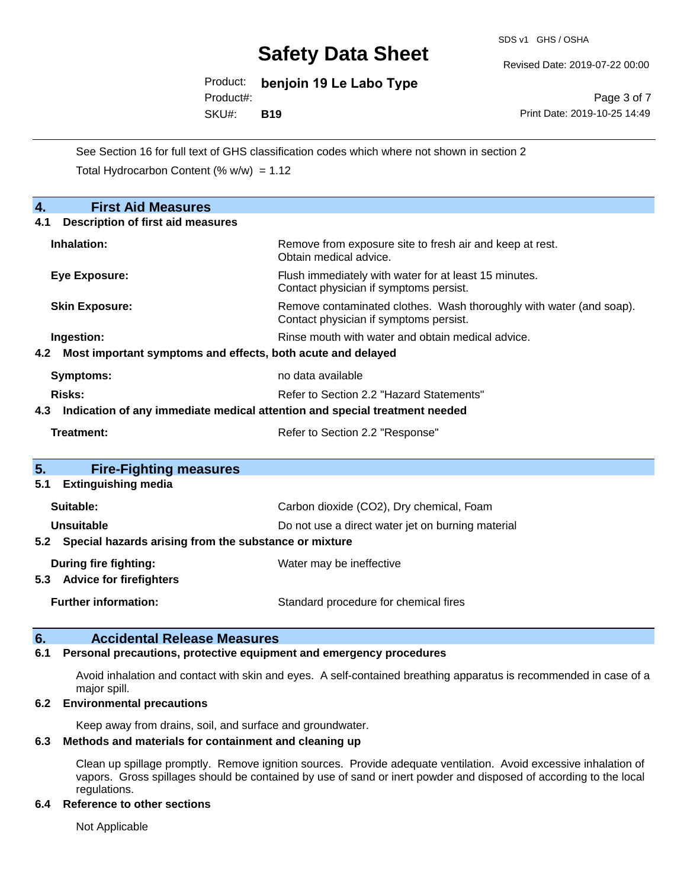See Section 16 for full text of GHS classification codes which where not shown in section 2

Total Hydrocarbon Content (% w/w) = 1.12

## 4. First Aid Measures

### 4.1 Description of first aid measures

| | |
|---|---|
| **Inhalation:** | Remove from exposure site to fresh air and keep at rest. Obtain medical advice. |
| **Eye Exposure:** | Flush immediately with water for at least 15 minutes. Contact physician if symptoms persist. |
| **Skin Exposure:** | Remove contaminated clothes. Wash thoroughly with water (and soap). Contact physician if symptoms persist. |
| **Ingestion:** | Rinse mouth with water and obtain medical advice. |

### 4.2 Most important symptoms and effects, both acute and delayed

| | |
|---|---|
| **Symptoms:** | no data available |
| **Risks:** | Refer to Section 2.2 "Hazard Statements" |

### 4.3 Indication of any immediate medical attention and special treatment needed

| | |
|---|---|
| **Treatment:** | Refer to Section 2.2 "Response" |

## 5. Fire-Fighting measures

### 5.1 Extinguishing media

| | |
|---|---|
| **Suitable:** | Carbon dioxide ($CO_2$), Dry chemical, Foam |
| **Unsuitable** | Do not use a direct water jet on burning material |

### 5.2 Special hazards arising from the substance or mixture

| | |
|---|---|
| **During fire fighting:** | Water may be ineffective |

### 5.3 Advice for firefighters

| | |
|---|---|
| **Further information:** | Standard procedure for chemical fires |

## 6. Accidental Release Measures

### 6.1 Personal precautions, protective equipment and emergency procedures

Avoid inhalation and contact with skin and eyes. A self-contained breathing apparatus is recommended in case of a major spill.

### 6.2 Environmental precautions

Keep away from drains, soil, and surface and groundwater.

### 6.3 Methods and materials for containment and cleaning up

Clean up spillage promptly. Remove ignition sources. Provide adequate ventilation. Avoid excessive inhalation of vapors. Gross spillages should be contained by use of sand or inert powder and disposed of according to the local regulations.

### 6.4 Reference to other sections

Not Applicable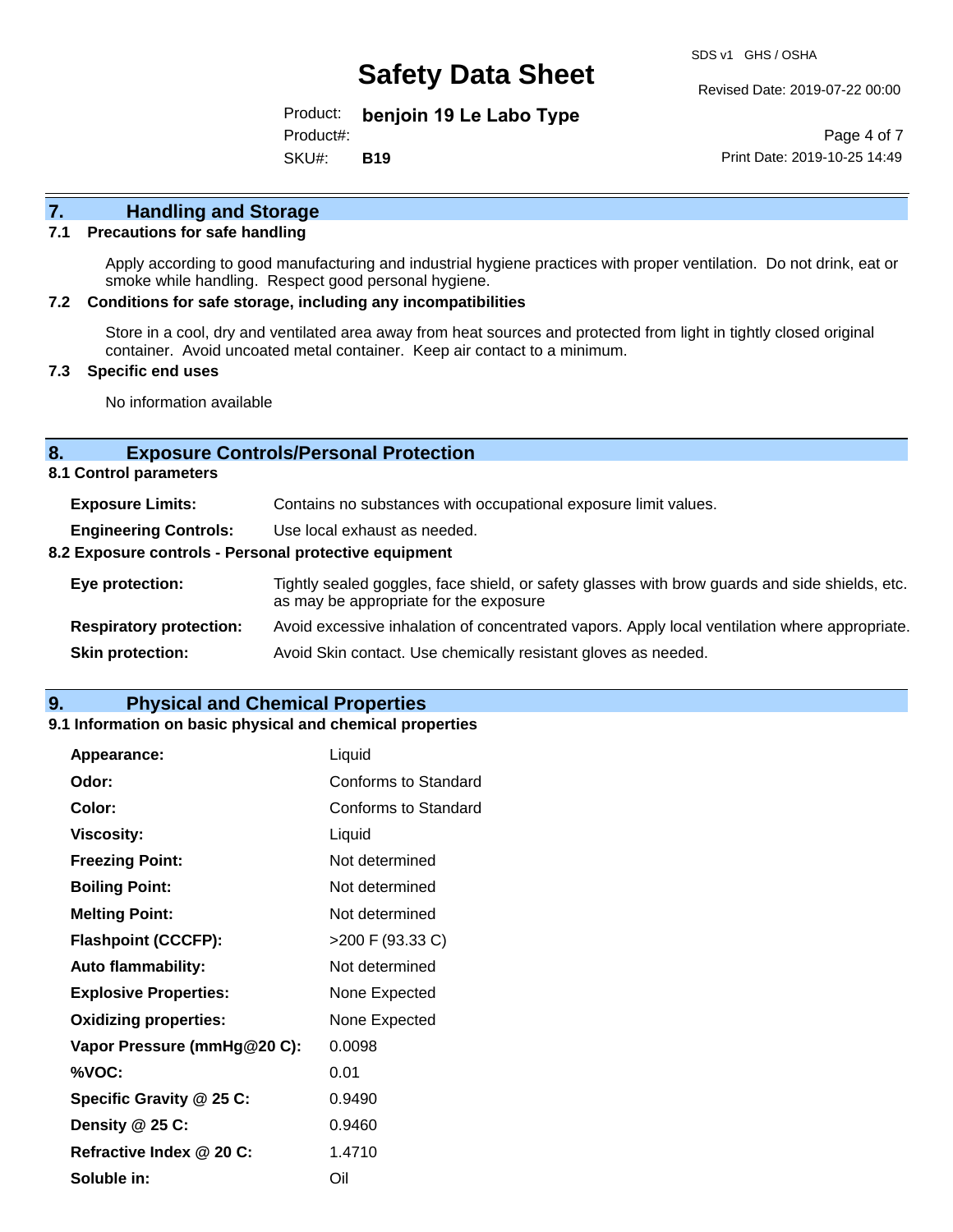## 7. Handling and Storage

### 7.1 Precautions for safe handling

Apply according to good manufacturing and industrial hygiene practices with proper ventilation. Do not drink, eat or smoke while handling. Respect good personal hygiene.

### 7.2 Conditions for safe storage, including any incompatibilities

Store in a cool, dry and ventilated area away from heat sources and protected from light in tightly closed original container. Avoid uncoated metal container. Keep air contact to a minimum.

### 7.3 Specific end uses

No information available

## 8. Exposure Controls/Personal Protection

### 8.1 Control parameters

**Exposure Limits:** Contains no substances with occupational exposure limit values.

**Engineering Controls:** Use local exhaust as needed.

### 8.2 Exposure controls - Personal protective equipment

**Eye protection:** Tightly sealed goggles, face shield, or safety glasses with brow guards and side shields, etc. as may be appropriate for the exposure

**Respiratory protection:** Avoid excessive inhalation of concentrated vapors. Apply local ventilation where appropriate.

**Skin protection:** Avoid Skin contact. Use chemically resistant gloves as needed.

## 9. Physical and Chemical Properties

### 9.1 Information on basic physical and chemical properties

| Property | Value |
| --- | --- |
| **Appearance:** | Liquid |
| **Odor:** | Conforms to Standard |
| **Color:** | Conforms to Standard |
| **Viscosity:** | Liquid |
| **Freezing Point:** | Not determined |
| **Boiling Point:** | Not determined |
| **Melting Point:** | Not determined |
| **Flashpoint (CCCFP):** | >200 F (93.33 C) |
| **Auto flammability:** | Not determined |
| **Explosive Properties:** | None Expected |
| **Oxidizing properties:** | None Expected |
| **Vapor Pressure (mmHg@20 C):** | 0.0098 |
| **%VOC:** | 0.01 |
| **Specific Gravity @ 25 C:** | 0.9490 |
| **Density @ 25 C:** | 0.9460 |
| **Refractive Index @ 20 C:** | 1.4710 |
| **Soluble in:** | Oil |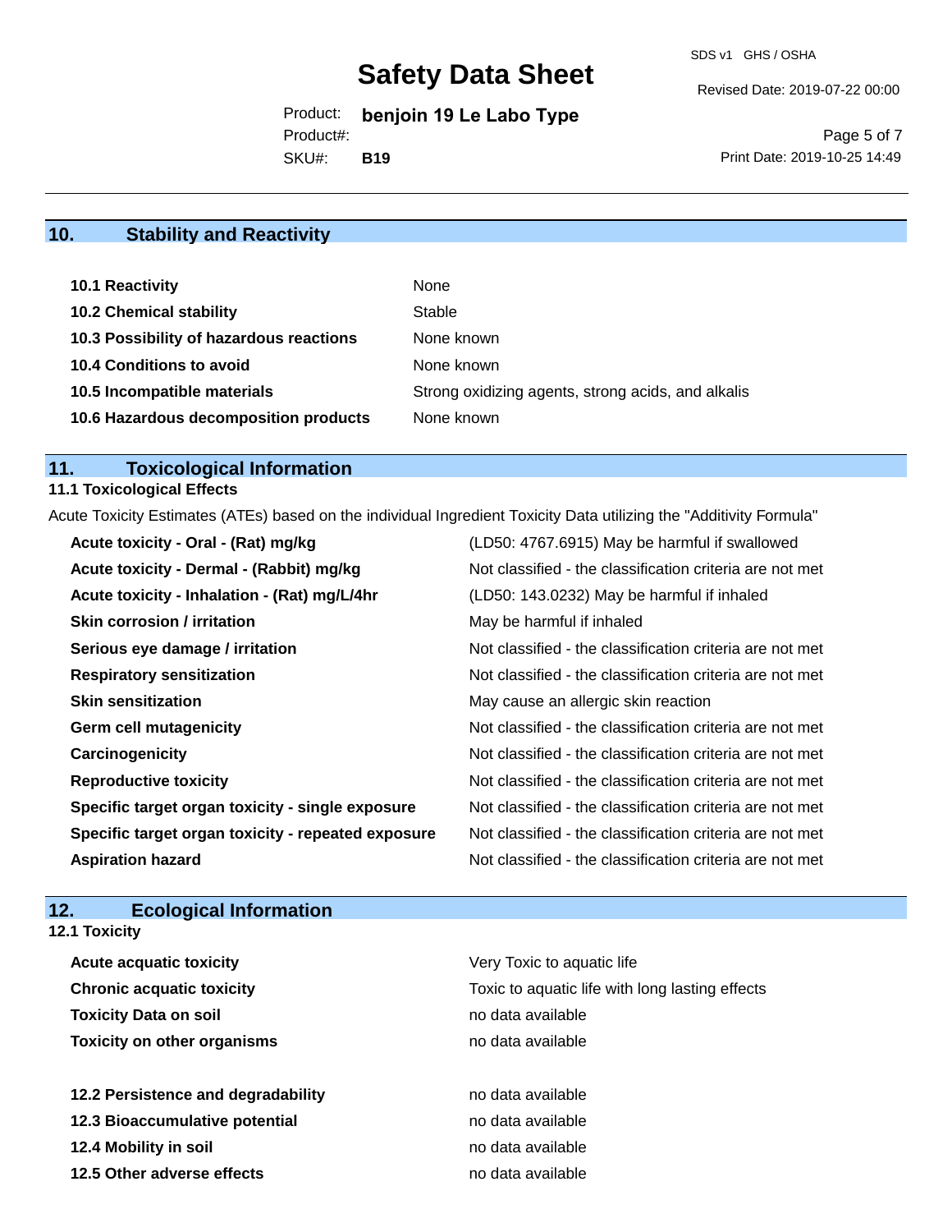## 10. Stability and Reactivity

| | |
|---|---|
| **10.1 Reactivity** | None |
| **10.2 Chemical stability** | Stable |
| **10.3 Possibility of hazardous reactions** | None known |
| **10.4 Conditions to avoid** | None known |
| **10.5 Incompatible materials** | Strong oxidizing agents, strong acids, and alkalis |
| **10.6 Hazardous decomposition products** | None known |

## 11. Toxicological Information

### 11.1 Toxicological Effects

Acute Toxicity Estimates (ATEs) based on the individual Ingredient Toxicity Data utilizing the "Additivity Formula"

| | |
|---|---|
| **Acute toxicity - Oral - (Rat) mg/kg** | (LD50: 4767.6915) May be harmful if swallowed |
| **Acute toxicity - Dermal - (Rabbit) mg/kg** | Not classified - the classification criteria are not met |
| **Acute toxicity - Inhalation - (Rat) mg/L/4hr** | (LD50: 143.0232) May be harmful if inhaled |
| **Skin corrosion / irritation** | May be harmful if inhaled |
| **Serious eye damage / irritation** | Not classified - the classification criteria are not met |
| **Respiratory sensitization** | Not classified - the classification criteria are not met |
| **Skin sensitization** | May cause an allergic skin reaction |
| **Germ cell mutagenicity** | Not classified - the classification criteria are not met |
| **Carcinogenicity** | Not classified - the classification criteria are not met |
| **Reproductive toxicity** | Not classified - the classification criteria are not met |
| **Specific target organ toxicity - single exposure** | Not classified - the classification criteria are not met |
| **Specific target organ toxicity - repeated exposure** | Not classified - the classification criteria are not met |
| **Aspiration hazard** | Not classified - the classification criteria are not met |

## 12. Ecological Information

### 12.1 Toxicity

| | |
|---|---|
| **Acute acquatic toxicity** | Very Toxic to aquatic life |
| **Chronic acquatic toxicity** | Toxic to aquatic life with long lasting effects |
| **Toxicity Data on soil** | no data available |
| **Toxicity on other organisms** | no data available |

| | |
|---|---|
| **12.2 Persistence and degradability** | no data available |
| **12.3 Bioaccumulative potential** | no data available |
| **12.4 Mobility in soil** | no data available |
| **12.5 Other adverse effects** | no data available |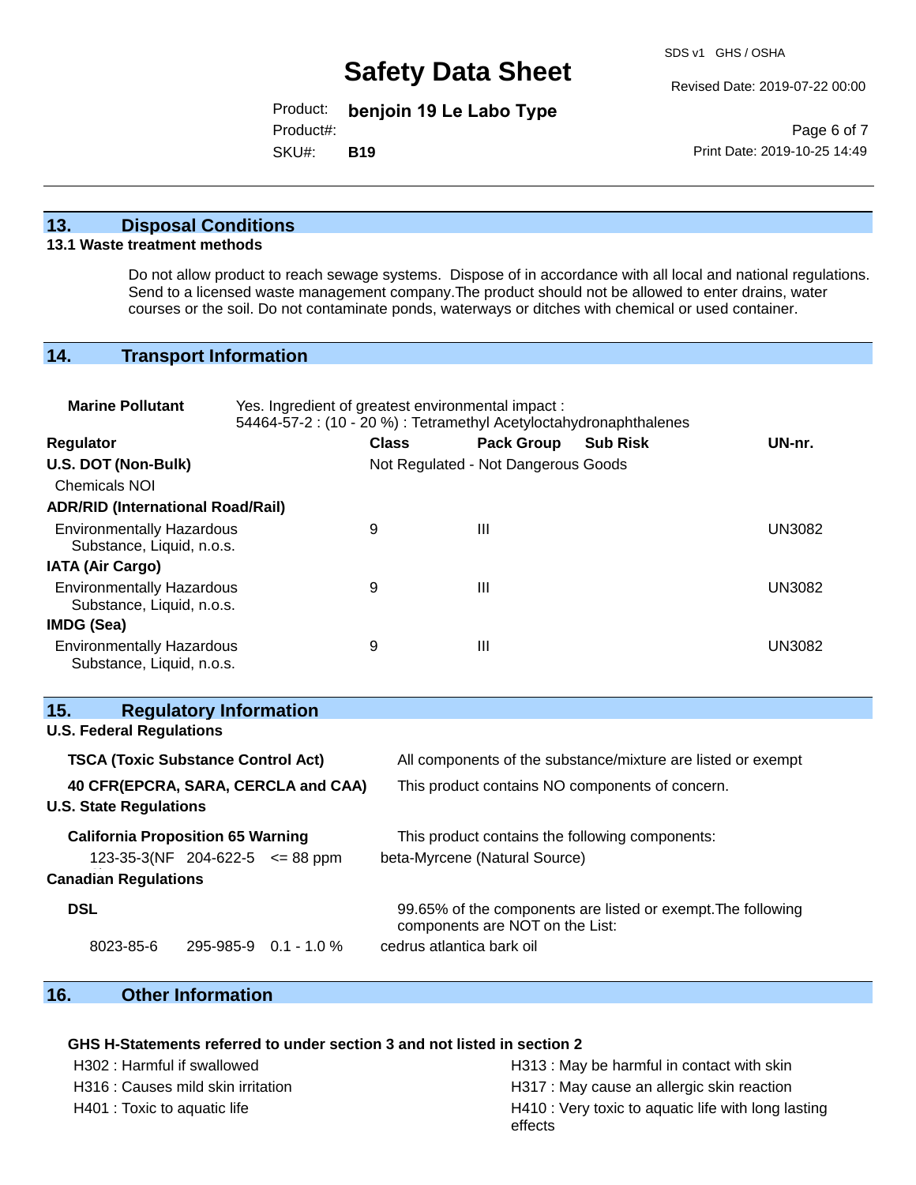## 13. Disposal Conditions

### 13.1 Waste treatment methods

Do not allow product to reach sewage systems. Dispose of in accordance with all local and national regulations. Send to a licensed waste management company.The product should not be allowed to enter drains, water courses or the soil. Do not contaminate ponds, waterways or ditches with chemical or used container.

## 14. Transport Information

**Marine Pollutant** Yes. Ingredient of greatest environmental impact :
54464-57-2 : (10 - 20 %) : Tetramethyl Acetyloctahydronaphthalenes

| Regulator | Class | Pack Group | Sub Risk | UN-nr. |
|---|---|---|---|---|
| **U.S. DOT (Non-Bulk)** | Not Regulated - Not Dangerous Goods | | | |
| Chemicals NOI | | | | |
| **ADR/RID (International Road/Rail)** | | | | |
| Environmentally Hazardous Substance, Liquid, n.o.s. | 9 | III | | UN3082 |
| **IATA (Air Cargo)** | | | | |
| Environmentally Hazardous Substance, Liquid, n.o.s. | 9 | III | | UN3082 |
| **IMDG (Sea)** | | | | |
| Environmentally Hazardous Substance, Liquid, n.o.s. | 9 | III | | UN3082 |

## 15. Regulatory Information

**U.S. Federal Regulations**

**TSCA (Toxic Substance Control Act)** All components of the substance/mixture are listed or exempt

**40 CFR(EPCRA, SARA, CERCLA and CAA)** This product contains NO components of concern.

**U.S. State Regulations**

**California Proposition 65 Warning** This product contains the following components:

| | | | |
|---|---|---|---|
| 123-35-3(NF) | 204-622-5 | <= 88 ppm | beta-Myrcene (Natural Source) |

**Canadian Regulations**

**DSL** 99.65% of the components are listed or exempt.The following components are NOT on the List:

| | | | |
|---|---|---|---|
| 8023-85-6 | 295-985-9 | 0.1 - 1.0 % | cedrus atlantica bark oil |

## 16. Other Information

**GHS H-Statements referred to under section 3 and not listed in section 2**

H302 : Harmful if swallowed
H313 : May be harmful in contact with skin
H316 : Causes mild skin irritation
H317 : May cause an allergic skin reaction
H401 : Toxic to aquatic life
H410 : Very toxic to aquatic life with long lasting effects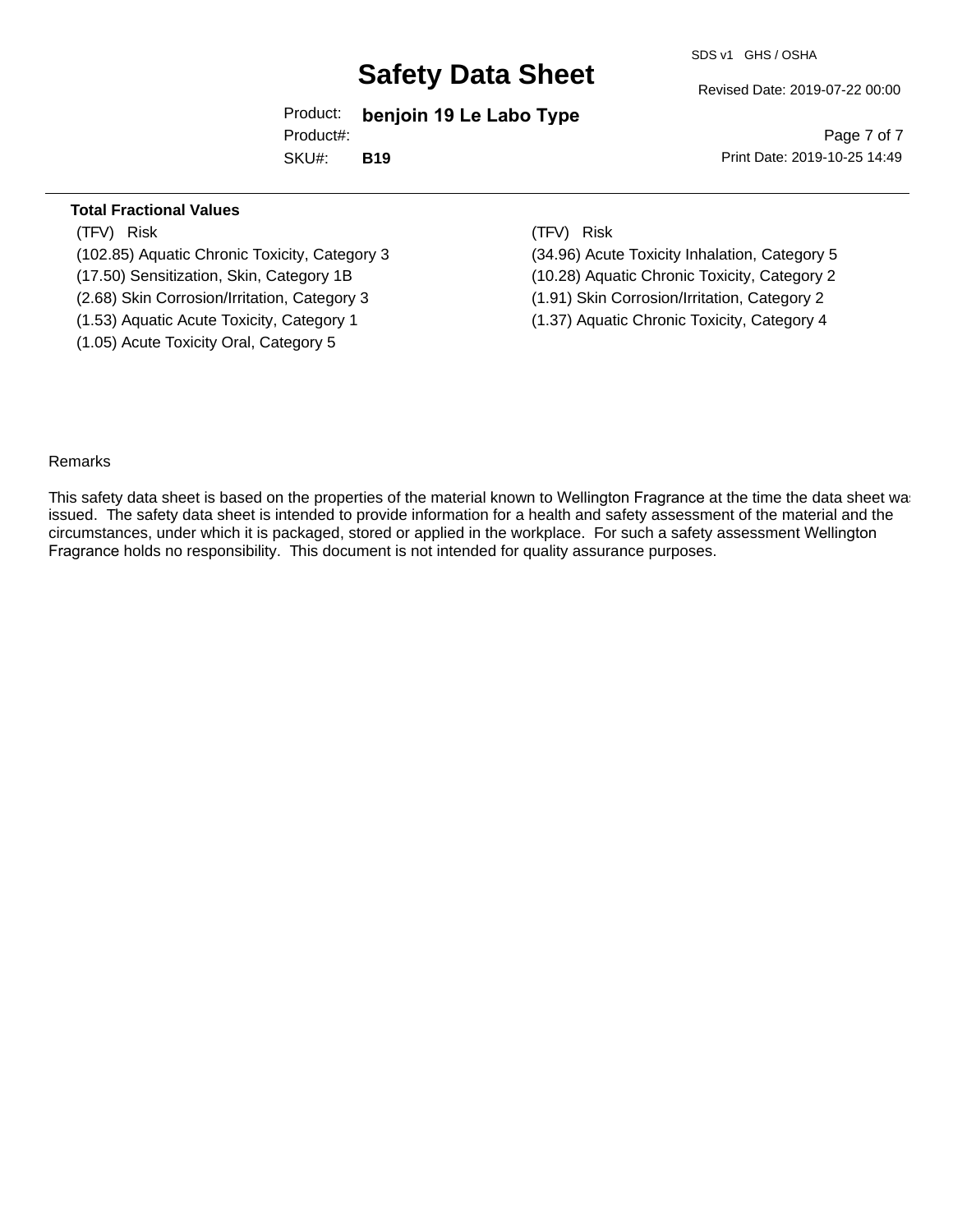**Total Fractional Values**

| (TFV) | Risk | (TFV) | Risk |
|---|---|---|---|
| (102.85) | Aquatic Chronic Toxicity, Category 3 | (34.96) | Acute Toxicity Inhalation, Category 5 |
| (17.50) | Sensitization, Skin, Category 1B | (10.28) | Aquatic Chronic Toxicity, Category 2 |
| (2.68) | Skin Corrosion/Irritation, Category 3 | (1.91) | Skin Corrosion/Irritation, Category 2 |
| (1.53) | Aquatic Acute Toxicity, Category 1 | (1.37) | Aquatic Chronic Toxicity, Category 4 |
| (1.05) | Acute Toxicity Oral, Category 5 | | |

Remarks

This safety data sheet is based on the properties of the material known to Wellington Fragrance at the time the data sheet was issued. The safety data sheet is intended to provide information for a health and safety assessment of the material and the circumstances, under which it is packaged, stored or applied in the workplace. For such a safety assessment Wellington Fragrance holds no responsibility. This document is not intended for quality assurance purposes.